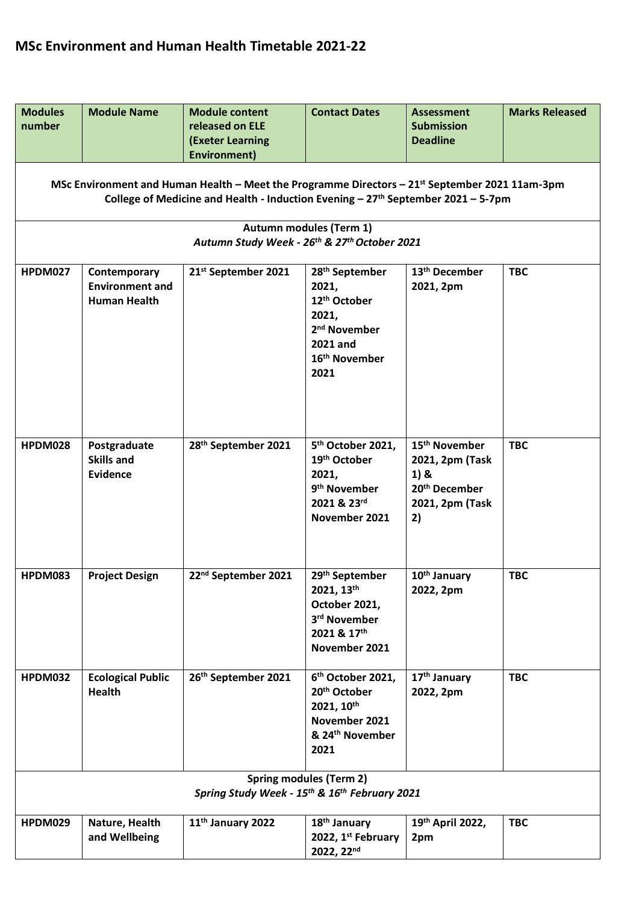# MSc Environment and Human Health Timetable 2021-22

| Modules number | Module Name | Module content released on ELE (Exeter Learning Environment) | Contact Dates | Assessment Submission Deadline | Marks Released |
|---|---|---|---|---|---|
| **MSc Environment and Human Health – Meet the Programme Directors – 21st September 2021 11am-3pm**<br>**College of Medicine and Health - Induction Evening – 27th September 2021 – 5-7pm** | | | | | |
| **Autumn modules (Term 1)**<br>***Autumn Study Week - 26th & 27th October 2021*** | | | | | |
| **HPDM027** | **Contemporary Environment and Human Health** | **21st September 2021** | **28th September 2021, 12th October 2021, 2nd November 2021 and 16th November 2021** | **13th December 2021, 2pm** | **TBC** |
| **HPDM028** | **Postgraduate Skills and Evidence** | **28th September 2021** | **5th October 2021, 19th October 2021, 9th November 2021 & 23rd November 2021** | **15th November 2021, 2pm (Task 1) & 20th December 2021, 2pm (Task 2)** | **TBC** |
| **HPDM083** | **Project Design** | **22nd September 2021** | **29th September 2021, 13th October 2021, 3rd November 2021 & 17th November 2021** | **10th January 2022, 2pm** | **TBC** |
| **HPDM032** | **Ecological Public Health** | **26th September 2021** | **6th October 2021, 20th October 2021, 10th November 2021 & 24th November 2021** | **17th January 2022, 2pm** | **TBC** |
| **Spring modules (Term 2)**<br>***Spring Study Week - 15th & 16th February 2021*** | | | | | |
| **HPDM029** | **Nature, Health and Wellbeing** | **11th January 2022** | **18th January 2022, 1st February 2022, 22nd** | **19th April 2022, 2pm** | **TBC** |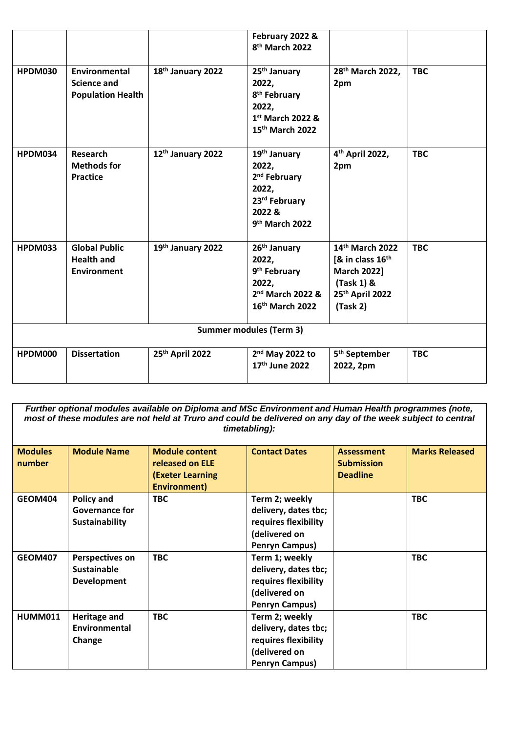| | | | February 2022 & 8th March 2022 | | |
|---|---|---|---|---|---|
| **HPDM030** | **Environmental Science and Population Health** | **18th January 2022** | **25th January 2022, 8th February 2022, 1st March 2022 & 15th March 2022** | **28th March 2022, 2pm** | **TBC** |
| **HPDM034** | **Research Methods for Practice** | **12th January 2022** | **19th January 2022, 2nd February 2022, 23rd February 2022 & 9th March 2022** | **4th April 2022, 2pm** | **TBC** |
| **HPDM033** | **Global Public Health and Environment** | **19th January 2022** | **26th January 2022, 9th February 2022, 2nd March 2022 & 16th March 2022** | **14th March 2022 [& in class 16th March 2022] (Task 1) & 25th April 2022 (Task 2)** | **TBC** |
| **Summer modules (Term 3)** | | | | | |
| **HPDM000** | **Dissertation** | **25th April 2022** | **2nd May 2022 to 17th June 2022** | **5th September 2022, 2pm** | **TBC** |

***Further optional modules available on Diploma and MSc Environment and Human Health programmes (note, most of these modules are not held at Truro and could be delivered on any day of the week subject to central timetabling):***

| **Modules number** | **Module Name** | **Module content released on ELE (Exeter Learning Environment)** | **Contact Dates** | **Assessment Submission Deadline** | **Marks Released** |
|---|---|---|---|---|---|
| **GEOM404** | **Policy and Governance for Sustainability** | **TBC** | **Term 2; weekly delivery, dates tbc; requires flexibility (delivered on Penryn Campus)** | | **TBC** |
| **GEOM407** | **Perspectives on Sustainable Development** | **TBC** | **Term 1; weekly delivery, dates tbc; requires flexibility (delivered on Penryn Campus)** | | **TBC** |
| **HUMM011** | **Heritage and Environmental Change** | **TBC** | **Term 2; weekly delivery, dates tbc; requires flexibility (delivered on Penryn Campus)** | | **TBC** |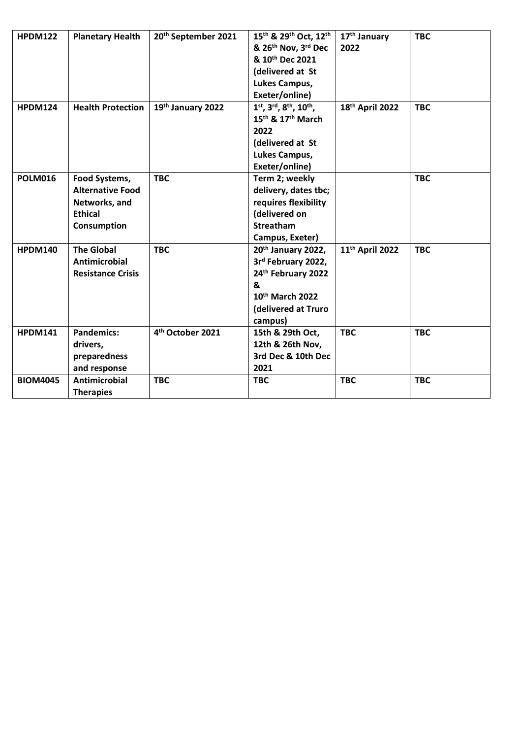| | | | | | |
|---|---|---|---|---|---|
| **HPDM122** | **Planetary Health** | **20th September 2021** | **15th & 29th Oct, 12th & 26th Nov, 3rd Dec & 10th Dec 2021 (delivered at St Lukes Campus, Exeter/online)** | **17th January 2022** | **TBC** |
| **HPDM124** | **Health Protection** | **19th January 2022** | **1st, 3rd, 8th, 10th, 15th & 17th March 2022 (delivered at St Lukes Campus, Exeter/online)** | **18th April 2022** | **TBC** |
| **POLM016** | **Food Systems, Alternative Food Networks, and Ethical Consumption** | **TBC** | **Term 2; weekly delivery, dates tbc; requires flexibility (delivered on Streatham Campus, Exeter)** | | **TBC** |
| **HPDM140** | **The Global Antimicrobial Resistance Crisis** | **TBC** | **20th January 2022, 3rd February 2022, 24th February 2022 & 10th March 2022 (delivered at Truro campus)** | **11th April 2022** | **TBC** |
| **HPDM141** | **Pandemics: drivers, preparedness and response** | **4th October 2021** | **15th & 29th Oct, 12th & 26th Nov, 3rd Dec & 10th Dec 2021** | **TBC** | **TBC** |
| **BIOM4045** | **Antimicrobial Therapies** | **TBC** | **TBC** | **TBC** | **TBC** |